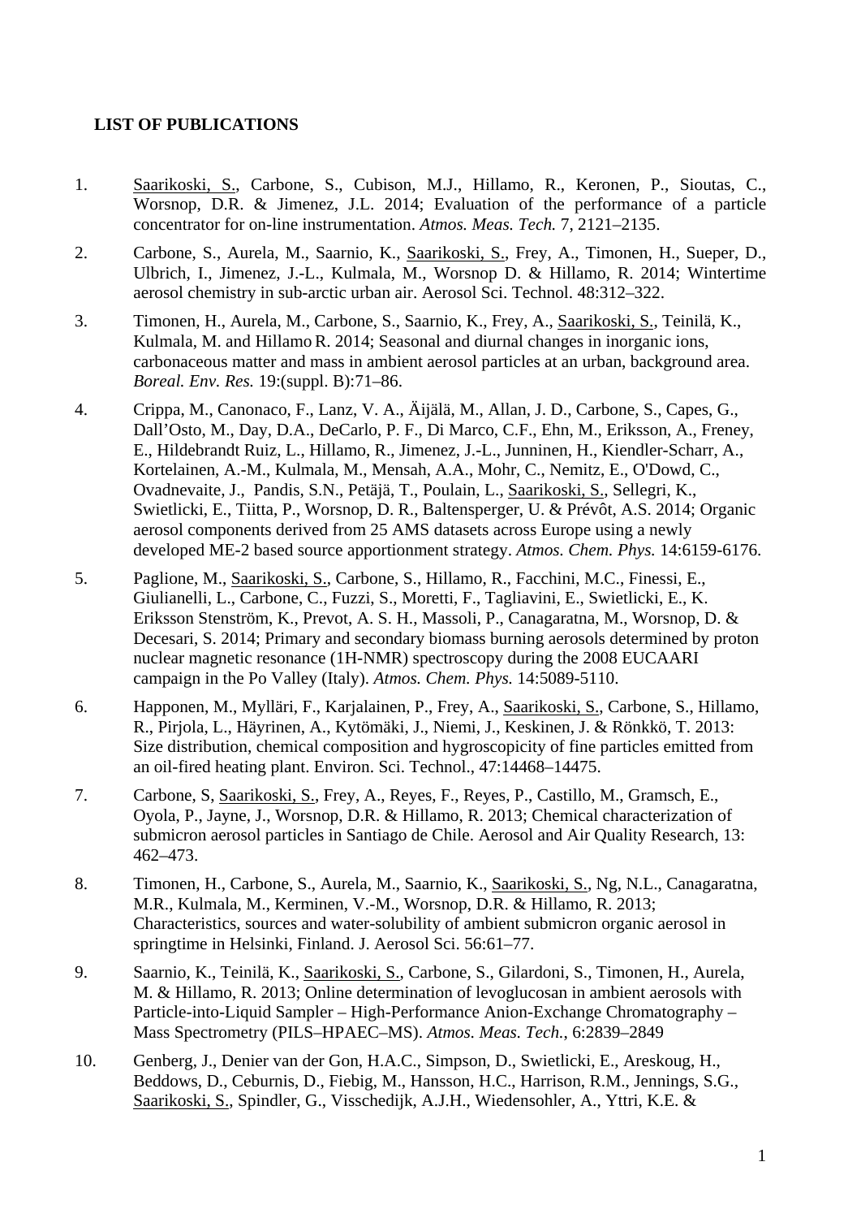**LIST OF PUBLICATIONS**

1. Saarikoski, S., Carbone, S., Cubison, M.J., Hillamo, R., Keronen, P., Sioutas, C., Worsnop, D.R. & Jimenez, J.L. 2014; Evaluation of the performance of a particle concentrator for on-line instrumentation. *Atmos. Meas. Tech.* 7, 2121–2135.

2. Carbone, S., Aurela, M., Saarnio, K., Saarikoski, S., Frey, A., Timonen, H., Sueper, D., Ulbrich, I., Jimenez, J.-L., Kulmala, M., Worsnop D. & Hillamo, R. 2014; Wintertime aerosol chemistry in sub-arctic urban air. Aerosol Sci. Technol. 48:312–322.

3. Timonen, H., Aurela, M., Carbone, S., Saarnio, K., Frey, A., Saarikoski, S., Teinilä, K., Kulmala, M. and Hillamo R. 2014; Seasonal and diurnal changes in inorganic ions, carbonaceous matter and mass in ambient aerosol particles at an urban, background area. *Boreal. Env. Res.* 19:(suppl. B):71–86.

4. Crippa, M., Canonaco, F., Lanz, V. A., Äijälä, M., Allan, J. D., Carbone, S., Capes, G., Dall'Osto, M., Day, D.A., DeCarlo, P. F., Di Marco, C.F., Ehn, M., Eriksson, A., Freney, E., Hildebrandt Ruiz, L., Hillamo, R., Jimenez, J.-L., Junninen, H., Kiendler-Scharr, A., Kortelainen, A.-M., Kulmala, M., Mensah, A.A., Mohr, C., Nemitz, E., O'Dowd, C., Ovadnevaite, J., Pandis, S.N., Petäjä, T., Poulain, L., Saarikoski, S., Sellegri, K., Swietlicki, E., Tiitta, P., Worsnop, D. R., Baltensperger, U. & Prévôt, A.S. 2014; Organic aerosol components derived from 25 AMS datasets across Europe using a newly developed ME-2 based source apportionment strategy. *Atmos. Chem. Phys.* 14:6159-6176.

5. Paglione, M., Saarikoski, S., Carbone, S., Hillamo, R., Facchini, M.C., Finessi, E., Giulianelli, L., Carbone, C., Fuzzi, S., Moretti, F., Tagliavini, E., Swietlicki, E., K. Eriksson Stenström, K., Prevot, A. S. H., Massoli, P., Canagaratna, M., Worsnop, D. & Decesari, S. 2014; Primary and secondary biomass burning aerosols determined by proton nuclear magnetic resonance (1H-NMR) spectroscopy during the 2008 EUCAARI campaign in the Po Valley (Italy). *Atmos. Chem. Phys.* 14:5089-5110.

6. Happonen, M., Mylläri, F., Karjalainen, P., Frey, A., Saarikoski, S., Carbone, S., Hillamo, R., Pirjola, L., Häyrinen, A., Kytömäki, J., Niemi, J., Keskinen, J. & Rönkkö, T. 2013: Size distribution, chemical composition and hygroscopicity of fine particles emitted from an oil-fired heating plant. Environ. Sci. Technol., 47:14468–14475.

7. Carbone, S, Saarikoski, S., Frey, A., Reyes, F., Reyes, P., Castillo, M., Gramsch, E., Oyola, P., Jayne, J., Worsnop, D.R. & Hillamo, R. 2013; Chemical characterization of submicron aerosol particles in Santiago de Chile. Aerosol and Air Quality Research, 13: 462–473.

8. Timonen, H., Carbone, S., Aurela, M., Saarnio, K., Saarikoski, S., Ng, N.L., Canagaratna, M.R., Kulmala, M., Kerminen, V.-M., Worsnop, D.R. & Hillamo, R. 2013; Characteristics, sources and water-solubility of ambient submicron organic aerosol in springtime in Helsinki, Finland. J. Aerosol Sci. 56:61–77.

9. Saarnio, K., Teinilä, K., Saarikoski, S., Carbone, S., Gilardoni, S., Timonen, H., Aurela, M. & Hillamo, R. 2013; Online determination of levoglucosan in ambient aerosols with Particle-into-Liquid Sampler – High-Performance Anion-Exchange Chromatography – Mass Spectrometry (PILS–HPAEC–MS). *Atmos. Meas. Tech.*, 6:2839–2849

10. Genberg, J., Denier van der Gon, H.A.C., Simpson, D., Swietlicki, E., Areskoug, H., Beddows, D., Ceburnis, D., Fiebig, M., Hansson, H.C., Harrison, R.M., Jennings, S.G., Saarikoski, S., Spindler, G., Visschedijk, A.J.H., Wiedensohler, A., Yttri, K.E. &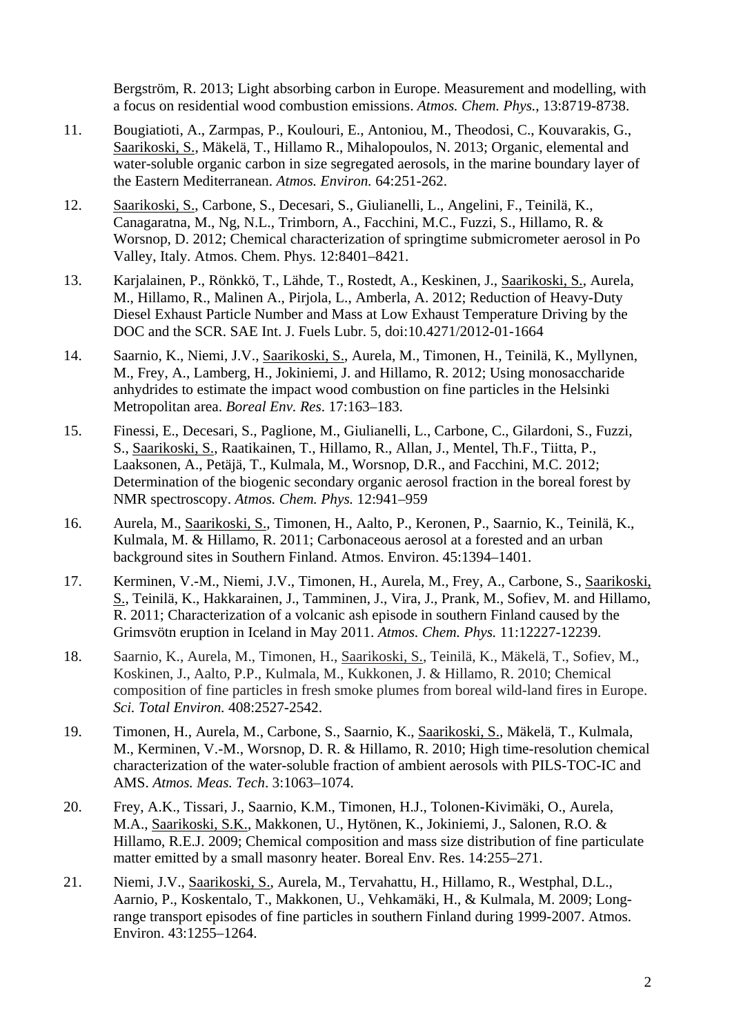Bergström, R. 2013; Light absorbing carbon in Europe. Measurement and modelling, with a focus on residential wood combustion emissions. *Atmos. Chem. Phys.*, 13:8719-8738.

11. Bougiatioti, A., Zarmpas, P., Koulouri, E., Antoniou, M., Theodosi, C., Kouvarakis, G., <u>Saarikoski, S.</u>, Mäkelä, T., Hillamo R., Mihalopoulos, N. 2013; Organic, elemental and water-soluble organic carbon in size segregated aerosols, in the marine boundary layer of the Eastern Mediterranean. *Atmos. Environ.* 64:251-262.

12. <u>Saarikoski, S.</u>, Carbone, S., Decesari, S., Giulianelli, L., Angelini, F., Teinilä, K., Canagaratna, M., Ng, N.L., Trimborn, A., Facchini, M.C., Fuzzi, S., Hillamo, R. & Worsnop, D. 2012; Chemical characterization of springtime submicrometer aerosol in Po Valley, Italy. Atmos. Chem. Phys. 12:8401–8421.

13. Karjalainen, P., Rönkkö, T., Lähde, T., Rostedt, A., Keskinen, J., <u>Saarikoski, S.</u>, Aurela, M., Hillamo, R., Malinen A., Pirjola, L., Amberla, A. 2012; Reduction of Heavy-Duty Diesel Exhaust Particle Number and Mass at Low Exhaust Temperature Driving by the DOC and the SCR. SAE Int. J. Fuels Lubr. 5, doi:10.4271/2012-01-1664

14. Saarnio, K., Niemi, J.V., <u>Saarikoski, S.</u>, Aurela, M., Timonen, H., Teinilä, K., Myllynen, M., Frey, A., Lamberg, H., Jokiniemi, J. and Hillamo, R. 2012; Using monosaccharide anhydrides to estimate the impact wood combustion on fine particles in the Helsinki Metropolitan area. *Boreal Env. Res*. 17:163–183.

15. Finessi, E., Decesari, S., Paglione, M., Giulianelli, L., Carbone, C., Gilardoni, S., Fuzzi, S., <u>Saarikoski, S.</u>, Raatikainen, T., Hillamo, R., Allan, J., Mentel, Th.F., Tiitta, P., Laaksonen, A., Petäjä, T., Kulmala, M., Worsnop, D.R., and Facchini, M.C. 2012; Determination of the biogenic secondary organic aerosol fraction in the boreal forest by NMR spectroscopy. *Atmos. Chem. Phys.* 12:941–959

16. Aurela, M., <u>Saarikoski, S.</u>, Timonen, H., Aalto, P., Keronen, P., Saarnio, K., Teinilä, K., Kulmala, M. & Hillamo, R. 2011; Carbonaceous aerosol at a forested and an urban background sites in Southern Finland. Atmos. Environ. 45:1394–1401.

17. Kerminen, V.-M., Niemi, J.V., Timonen, H., Aurela, M., Frey, A., Carbone, S., <u>Saarikoski, S.</u>, Teinilä, K., Hakkarainen, J., Tamminen, J., Vira, J., Prank, M., Sofiev, M. and Hillamo, R. 2011; Characterization of a volcanic ash episode in southern Finland caused by the Grimsvötn eruption in Iceland in May 2011. *Atmos. Chem. Phys.* 11:12227-12239.

18. Saarnio, K., Aurela, M., Timonen, H., <u>Saarikoski, S.</u>, Teinilä, K., Mäkelä, T., Sofiev, M., Koskinen, J., Aalto, P.P., Kulmala, M., Kukkonen, J. & Hillamo, R. 2010; Chemical composition of fine particles in fresh smoke plumes from boreal wild-land fires in Europe. *Sci. Total Environ.* 408:2527-2542.

19. Timonen, H., Aurela, M., Carbone, S., Saarnio, K., <u>Saarikoski, S.</u>, Mäkelä, T., Kulmala, M., Kerminen, V.-M., Worsnop, D. R. & Hillamo, R. 2010; High time-resolution chemical characterization of the water-soluble fraction of ambient aerosols with PILS-TOC-IC and AMS. *Atmos. Meas. Tech*. 3:1063–1074.

20. Frey, A.K., Tissari, J., Saarnio, K.M., Timonen, H.J., Tolonen-Kivimäki, O., Aurela, M.A., <u>Saarikoski, S.K.</u>, Makkonen, U., Hytönen, K., Jokiniemi, J., Salonen, R.O. & Hillamo, R.E.J. 2009; Chemical composition and mass size distribution of fine particulate matter emitted by a small masonry heater. Boreal Env. Res. 14:255–271.

21. Niemi, J.V., <u>Saarikoski, S.</u>, Aurela, M., Tervahattu, H., Hillamo, R., Westphal, D.L., Aarnio, P., Koskentalo, T., Makkonen, U., Vehkamäki, H., & Kulmala, M. 2009; Long-range transport episodes of fine particles in southern Finland during 1999-2007. Atmos. Environ. 43:1255–1264.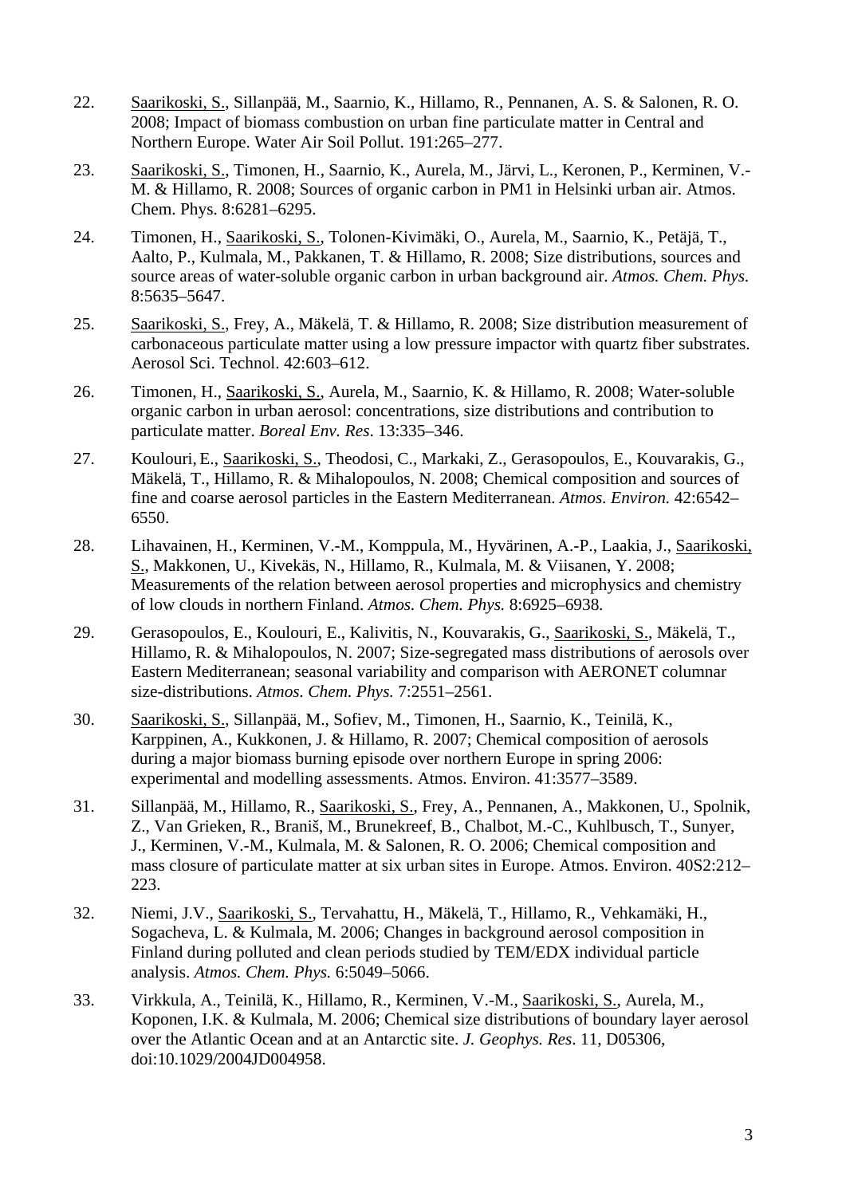22. Saarikoski, S., Sillanpää, M., Saarnio, K., Hillamo, R., Pennanen, A. S. & Salonen, R. O. 2008; Impact of biomass combustion on urban fine particulate matter in Central and Northern Europe. Water Air Soil Pollut. 191:265–277.

23. Saarikoski, S., Timonen, H., Saarnio, K., Aurela, M., Järvi, L., Keronen, P., Kerminen, V.-M. & Hillamo, R. 2008; Sources of organic carbon in PM1 in Helsinki urban air. Atmos. Chem. Phys. 8:6281–6295.

24. Timonen, H., Saarikoski, S., Tolonen-Kivimäki, O., Aurela, M., Saarnio, K., Petäjä, T., Aalto, P., Kulmala, M., Pakkanen, T. & Hillamo, R. 2008; Size distributions, sources and source areas of water-soluble organic carbon in urban background air. *Atmos. Chem. Phys.* 8:5635–5647.

25. Saarikoski, S., Frey, A., Mäkelä, T. & Hillamo, R. 2008; Size distribution measurement of carbonaceous particulate matter using a low pressure impactor with quartz fiber substrates. Aerosol Sci. Technol. 42:603–612.

26. Timonen, H., Saarikoski, S., Aurela, M., Saarnio, K. & Hillamo, R. 2008; Water-soluble organic carbon in urban aerosol: concentrations, size distributions and contribution to particulate matter. *Boreal Env. Res*. 13:335–346.

27. Koulouri, E., Saarikoski, S., Theodosi, C., Markaki, Z., Gerasopoulos, E., Kouvarakis, G., Mäkelä, T., Hillamo, R. & Mihalopoulos, N. 2008; Chemical composition and sources of fine and coarse aerosol particles in the Eastern Mediterranean. *Atmos. Environ.* 42:6542–6550.

28. Lihavainen, H., Kerminen, V.-M., Komppula, M., Hyvärinen, A.-P., Laakia, J., Saarikoski, S., Makkonen, U., Kivekäs, N., Hillamo, R., Kulmala, M. & Viisanen, Y. 2008; Measurements of the relation between aerosol properties and microphysics and chemistry of low clouds in northern Finland. *Atmos. Chem. Phys.* 8:6925–6938.

29. Gerasopoulos, E., Koulouri, E., Kalivitis, N., Kouvarakis, G., Saarikoski, S., Mäkelä, T., Hillamo, R. & Mihalopoulos, N. 2007; Size-segregated mass distributions of aerosols over Eastern Mediterranean; seasonal variability and comparison with AERONET columnar size-distributions. *Atmos. Chem. Phys.* 7:2551–2561.

30. Saarikoski, S., Sillanpää, M., Sofiev, M., Timonen, H., Saarnio, K., Teinilä, K., Karppinen, A., Kukkonen, J. & Hillamo, R. 2007; Chemical composition of aerosols during a major biomass burning episode over northern Europe in spring 2006: experimental and modelling assessments. Atmos. Environ. 41:3577–3589.

31. Sillanpää, M., Hillamo, R., Saarikoski, S., Frey, A., Pennanen, A., Makkonen, U., Spolnik, Z., Van Grieken, R., Braniš, M., Brunekreef, B., Chalbot, M.-C., Kuhlbusch, T., Sunyer, J., Kerminen, V.-M., Kulmala, M. & Salonen, R. O. 2006; Chemical composition and mass closure of particulate matter at six urban sites in Europe. Atmos. Environ. 40S2:212–223.

32. Niemi, J.V., Saarikoski, S., Tervahattu, H., Mäkelä, T., Hillamo, R., Vehkamäki, H., Sogacheva, L. & Kulmala, M. 2006; Changes in background aerosol composition in Finland during polluted and clean periods studied by TEM/EDX individual particle analysis. *Atmos. Chem. Phys.* 6:5049–5066.

33. Virkkula, A., Teinilä, K., Hillamo, R., Kerminen, V.-M., Saarikoski, S., Aurela, M., Koponen, I.K. & Kulmala, M. 2006; Chemical size distributions of boundary layer aerosol over the Atlantic Ocean and at an Antarctic site. *J. Geophys. Res*. 11, D05306, doi:10.1029/2004JD004958.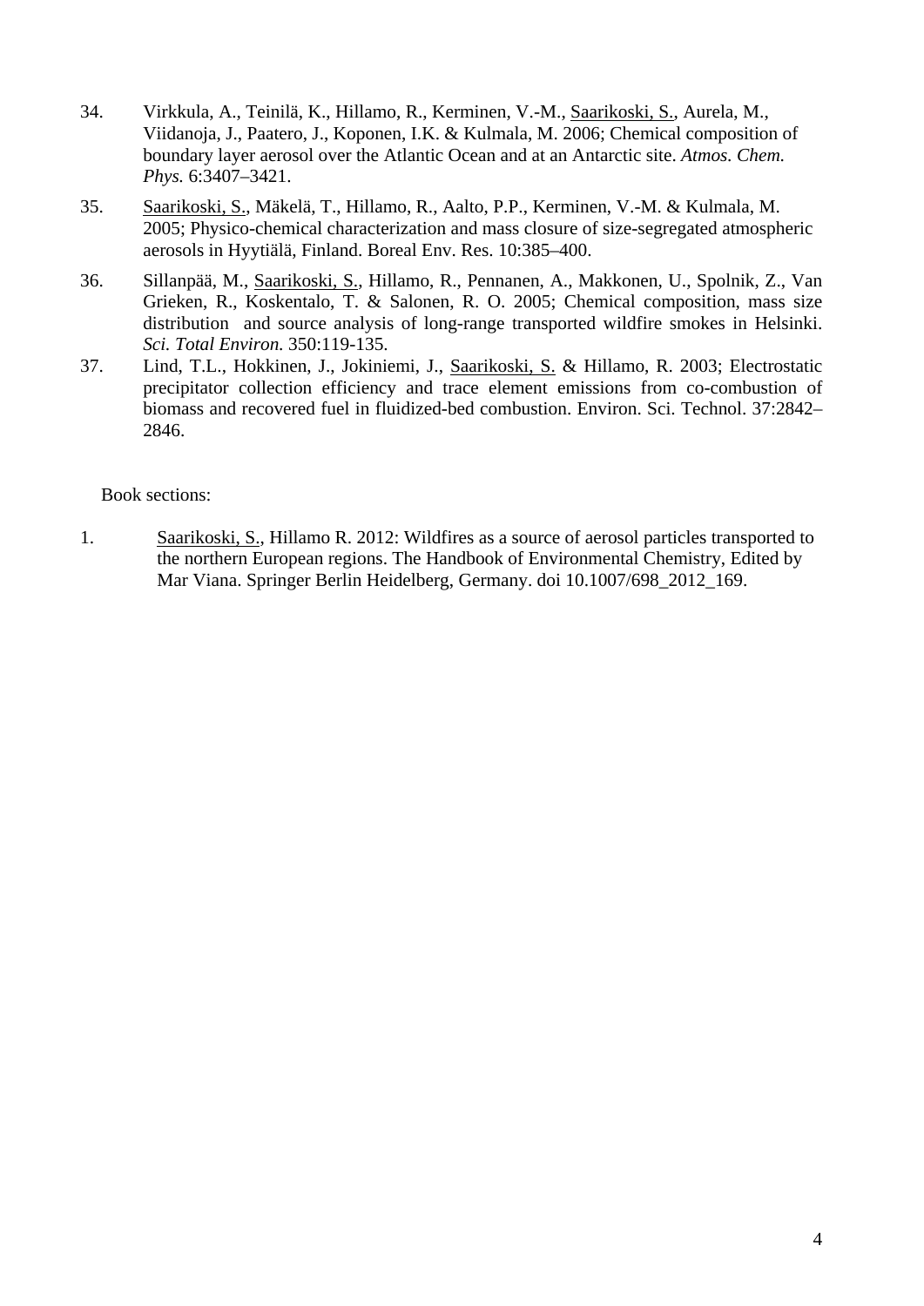34. Virkkula, A., Teinilä, K., Hillamo, R., Kerminen, V.-M., Saarikoski, S., Aurela, M., Viidanoja, J., Paatero, J., Koponen, I.K. & Kulmala, M. 2006; Chemical composition of boundary layer aerosol over the Atlantic Ocean and at an Antarctic site. *Atmos. Chem. Phys.* 6:3407–3421.

35. Saarikoski, S., Mäkelä, T., Hillamo, R., Aalto, P.P., Kerminen, V.-M. & Kulmala, M. 2005; Physico-chemical characterization and mass closure of size-segregated atmospheric aerosols in Hyytiälä, Finland. Boreal Env. Res. 10:385–400.

36. Sillanpää, M., Saarikoski, S., Hillamo, R., Pennanen, A., Makkonen, U., Spolnik, Z., Van Grieken, R., Koskentalo, T. & Salonen, R. O. 2005; Chemical composition, mass size distribution and source analysis of long-range transported wildfire smokes in Helsinki. *Sci. Total Environ.* 350:119-135.

37. Lind, T.L., Hokkinen, J., Jokiniemi, J., Saarikoski, S. & Hillamo, R. 2003; Electrostatic precipitator collection efficiency and trace element emissions from co-combustion of biomass and recovered fuel in fluidized-bed combustion. Environ. Sci. Technol. 37:2842–2846.

Book sections:

1. Saarikoski, S., Hillamo R. 2012: Wildfires as a source of aerosol particles transported to the northern European regions. The Handbook of Environmental Chemistry, Edited by Mar Viana. Springer Berlin Heidelberg, Germany. doi 10.1007/698_2012_169.